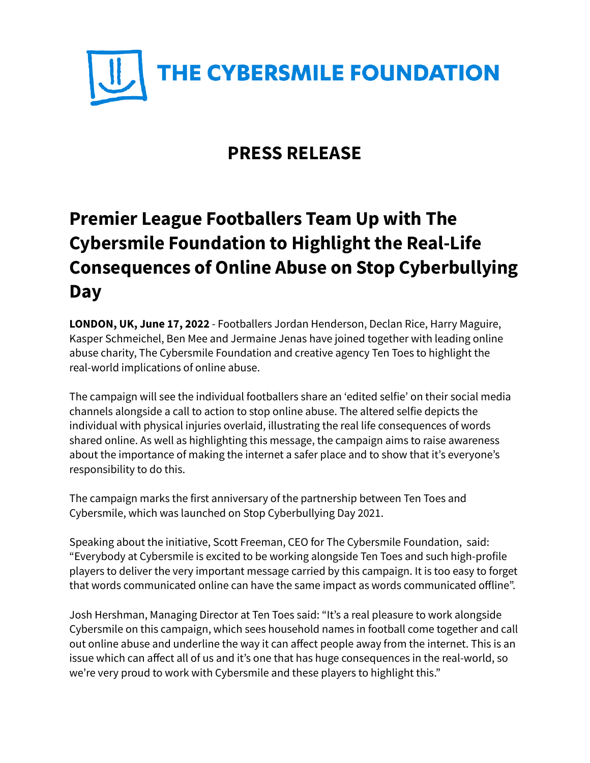# THE CYBERSMILE FOUNDATION

## PRESS RELEASE

# Premier League Footballers Team Up with The Cybersmile Foundation to Highlight the Real-Life Consequences of Online Abuse on Stop Cyberbullying Day

**LONDON, UK, June 17, 2022** - Footballers Jordan Henderson, Declan Rice, Harry Maguire, Kasper Schmeichel, Ben Mee and Jermaine Jenas have joined together with leading online abuse charity, The Cybersmile Foundation and creative agency Ten Toes to highlight the real-world implications of online abuse.

The campaign will see the individual footballers share an 'edited selfie' on their social media channels alongside a call to action to stop online abuse. The altered selfie depicts the individual with physical injuries overlaid, illustrating the real life consequences of words shared online. As well as highlighting this message, the campaign aims to raise awareness about the importance of making the internet a safer place and to show that it's everyone's responsibility to do this.

The campaign marks the first anniversary of the partnership between Ten Toes and Cybersmile, which was launched on Stop Cyberbullying Day 2021.

Speaking about the initiative, Scott Freeman, CEO for The Cybersmile Foundation, said: "Everybody at Cybersmile is excited to be working alongside Ten Toes and such high-profile players to deliver the very important message carried by this campaign. It is too easy to forget that words communicated online can have the same impact as words communicated offline".

Josh Hershman, Managing Director at Ten Toes said: "It's a real pleasure to work alongside Cybersmile on this campaign, which sees household names in football come together and call out online abuse and underline the way it can affect people away from the internet. This is an issue which can affect all of us and it's one that has huge consequences in the real-world, so we're very proud to work with Cybersmile and these players to highlight this."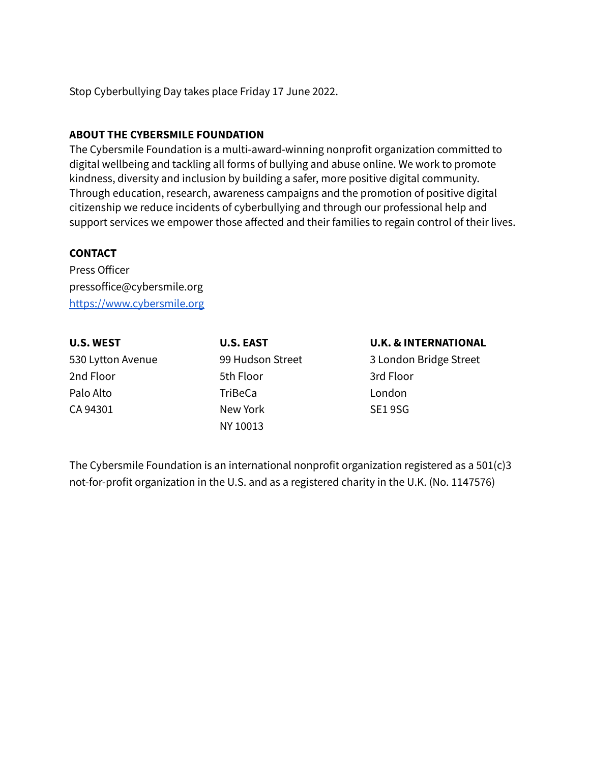Stop Cyberbullying Day takes place Friday 17 June 2022.

**ABOUT THE CYBERSMILE FOUNDATION**

The Cybersmile Foundation is a multi-award-winning nonprofit organization committed to digital wellbeing and tackling all forms of bullying and abuse online. We work to promote kindness, diversity and inclusion by building a safer, more positive digital community. Through education, research, awareness campaigns and the promotion of positive digital citizenship we reduce incidents of cyberbullying and through our professional help and support services we empower those affected and their families to regain control of their lives.

**CONTACT**

Press Officer
pressoffice@cybersmile.org
[https://www.cybersmile.org](https://www.cybersmile.org)

**U.S. WEST**
530 Lytton Avenue
2nd Floor
Palo Alto
CA 94301

**U.S. EAST**
99 Hudson Street
5th Floor
TriBeCa
New York
NY 10013

**U.K. & INTERNATIONAL**
3 London Bridge Street
3rd Floor
London
SE1 9SG

The Cybersmile Foundation is an international nonprofit organization registered as a 501(c)3 not-for-profit organization in the U.S. and as a registered charity in the U.K. (No. 1147576)